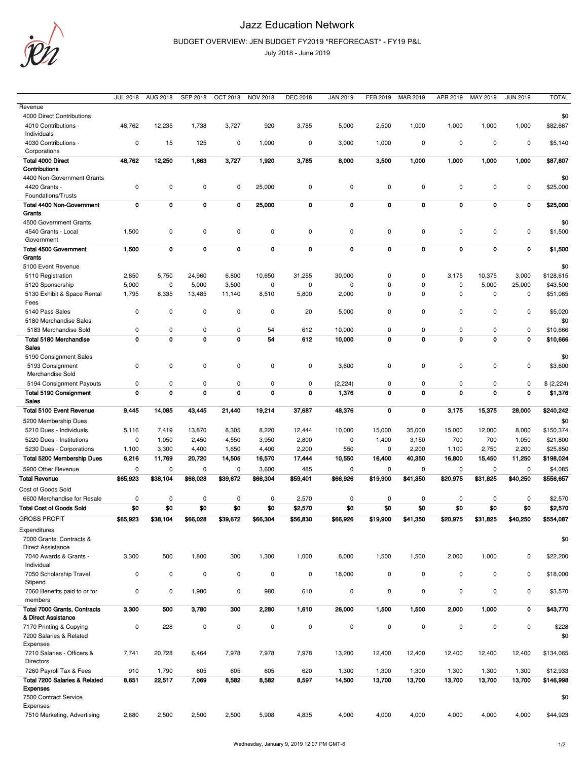# Jazz Education Network

BUDGET OVERVIEW: JEN BUDGET FY2019 *REFORECAST* - FY19 P&L

July 2018 - June 2019

| | JUL 2018 | AUG 2018 | SEP 2018 | OCT 2018 | NOV 2018 | DEC 2018 | JAN 2019 | FEB 2019 | MAR 2019 | APR 2019 | MAY 2019 | JUN 2019 | TOTAL |
|---|---|---|---|---|---|---|---|---|---|---|---|---|---|
| Revenue | | | | | | | | | | | | | |
| 4000 Direct Contributions | | | | | | | | | | | | | $0 |
| 4010 Contributions - Individuals | 48,762 | 12,235 | 1,738 | 3,727 | 920 | 3,785 | 5,000 | 2,500 | 1,000 | 1,000 | 1,000 | 1,000 | $82,667 |
| 4030 Contributions - Corporations | 0 | 15 | 125 | 0 | 1,000 | 0 | 3,000 | 1,000 | 0 | 0 | 0 | 0 | $5,140 |
| **Total 4000 Direct Contributions** | **48,762** | **12,250** | **1,863** | **3,727** | **1,920** | **3,785** | **8,000** | **3,500** | **1,000** | **1,000** | **1,000** | **1,000** | **$87,807** |
| 4400 Non-Government Grants | | | | | | | | | | | | | $0 |
| 4420 Grants - Foundations/Trusts | 0 | 0 | 0 | 0 | 25,000 | 0 | 0 | 0 | 0 | 0 | 0 | 0 | $25,000 |
| **Total 4400 Non-Government Grants** | **0** | **0** | **0** | **0** | **25,000** | **0** | **0** | **0** | **0** | **0** | **0** | **0** | **$25,000** |
| 4500 Government Grants | | | | | | | | | | | | | $0 |
| 4540 Grants - Local Government | 1,500 | 0 | 0 | 0 | 0 | 0 | 0 | 0 | 0 | 0 | 0 | 0 | $1,500 |
| **Total 4500 Government Grants** | **1,500** | **0** | **0** | **0** | **0** | **0** | **0** | **0** | **0** | **0** | **0** | **0** | **$1,500** |
| 5100 Event Revenue | | | | | | | | | | | | | $0 |
| 5110 Registration | 2,650 | 5,750 | 24,960 | 6,800 | 10,650 | 31,255 | 30,000 | 0 | 0 | 3,175 | 10,375 | 3,000 | $128,615 |
| 5120 Sponsorship | 5,000 | 0 | 5,000 | 3,500 | 0 | 0 | 0 | 0 | 0 | 0 | 5,000 | 25,000 | $43,500 |
| 5130 Exhibit & Space Rental Fees | 1,795 | 8,335 | 13,485 | 11,140 | 8,510 | 5,800 | 2,000 | 0 | 0 | 0 | 0 | 0 | $51,065 |
| 5140 Pass Sales | 0 | 0 | 0 | 0 | 0 | 20 | 5,000 | 0 | 0 | 0 | 0 | 0 | $5,020 |
| 5180 Merchandise Sales | | | | | | | | | | | | | $0 |
| 5183 Merchandise Sold | 0 | 0 | 0 | 0 | 54 | 612 | 10,000 | 0 | 0 | 0 | 0 | 0 | $10,666 |
| **Total 5180 Merchandise Sales** | **0** | **0** | **0** | **0** | **54** | **612** | **10,000** | **0** | **0** | **0** | **0** | **0** | **$10,666** |
| 5190 Consignment Sales | | | | | | | | | | | | | $0 |
| 5193 Consignment Merchandise Sold | 0 | 0 | 0 | 0 | 0 | 0 | 3,600 | 0 | 0 | 0 | 0 | 0 | $3,600 |
| 5194 Consignment Payouts | 0 | 0 | 0 | 0 | 0 | 0 | (2,224) | 0 | 0 | 0 | 0 | 0 | $ (2,224) |
| **Total 5190 Consignment Sales** | **0** | **0** | **0** | **0** | **0** | **0** | **1,376** | **0** | **0** | **0** | **0** | **0** | **$1,376** |
| **Total 5100 Event Revenue** | **9,445** | **14,085** | **43,445** | **21,440** | **19,214** | **37,687** | **48,376** | **0** | **0** | **3,175** | **15,375** | **28,000** | **$240,242** |
| 5200 Membership Dues | | | | | | | | | | | | | $0 |
| 5210 Dues - Individuals | 5,116 | 7,419 | 13,870 | 8,305 | 8,220 | 12,444 | 10,000 | 15,000 | 35,000 | 15,000 | 12,000 | 8,000 | $150,374 |
| 5220 Dues - Institutions | 0 | 1,050 | 2,450 | 4,550 | 3,950 | 2,800 | 0 | 1,400 | 3,150 | 700 | 700 | 1,050 | $21,800 |
| 5230 Dues - Corporations | 1,100 | 3,300 | 4,400 | 1,650 | 4,400 | 2,200 | 550 | 0 | 2,200 | 1,100 | 2,750 | 2,200 | $25,850 |
| **Total 5200 Membership Dues** | **6,216** | **11,769** | **20,720** | **14,505** | **16,570** | **17,444** | **10,550** | **16,400** | **40,350** | **16,800** | **15,450** | **11,250** | **$198,024** |
| 5900 Other Revenue | 0 | 0 | 0 | 0 | 3,600 | 485 | 0 | 0 | 0 | 0 | 0 | 0 | $4,085 |
| **Total Revenue** | **$65,923** | **$38,104** | **$66,028** | **$39,672** | **$66,304** | **$59,401** | **$66,926** | **$19,900** | **$41,350** | **$20,975** | **$31,825** | **$40,250** | **$556,657** |
| Cost of Goods Sold | | | | | | | | | | | | | |
| 6600 Merchandise for Resale | 0 | 0 | 0 | 0 | 0 | 2,570 | 0 | 0 | 0 | 0 | 0 | 0 | $2,570 |
| **Total Cost of Goods Sold** | **$0** | **$0** | **$0** | **$0** | **$0** | **$2,570** | **$0** | **$0** | **$0** | **$0** | **$0** | **$0** | **$2,570** |
| GROSS PROFIT | **$65,923** | **$38,104** | **$66,028** | **$39,672** | **$66,304** | **$56,830** | **$66,926** | **$19,900** | **$41,350** | **$20,975** | **$31,825** | **$40,250** | **$554,087** |
| Expenditures | | | | | | | | | | | | | |
| 7000 Grants, Contracts & Direct Assistance | | | | | | | | | | | | | $0 |
| 7040 Awards & Grants - Individual | 3,300 | 500 | 1,800 | 300 | 1,300 | 1,000 | 8,000 | 1,500 | 1,500 | 2,000 | 1,000 | 0 | $22,200 |
| 7050 Scholarship Travel Stipend | 0 | 0 | 0 | 0 | 0 | 0 | 18,000 | 0 | 0 | 0 | 0 | 0 | $18,000 |
| 7060 Benefits paid to or for members | 0 | 0 | 1,980 | 0 | 980 | 610 | 0 | 0 | 0 | 0 | 0 | 0 | $3,570 |
| **Total 7000 Grants, Contracts & Direct Assistance** | **3,300** | **500** | **3,780** | **300** | **2,280** | **1,610** | **26,000** | **1,500** | **1,500** | **2,000** | **1,000** | **0** | **$43,770** |
| 7170 Printing & Copying | 0 | 228 | 0 | 0 | 0 | 0 | 0 | 0 | 0 | 0 | 0 | 0 | $228 |
| 7200 Salaries & Related Expenses | | | | | | | | | | | | | $0 |
| 7210 Salaries - Officers & Directors | 7,741 | 20,728 | 6,464 | 7,978 | 7,978 | 7,978 | 13,200 | 12,400 | 12,400 | 12,400 | 12,400 | 12,400 | $134,065 |
| 7260 Payroll Tax & Fees | 910 | 1,790 | 605 | 605 | 605 | 620 | 1,300 | 1,300 | 1,300 | 1,300 | 1,300 | 1,300 | $12,933 |
| **Total 7200 Salaries & Related Expenses** | **8,651** | **22,517** | **7,069** | **8,582** | **8,582** | **8,597** | **14,500** | **13,700** | **13,700** | **13,700** | **13,700** | **13,700** | **$146,998** |
| 7500 Contract Service Expenses | | | | | | | | | | | | | $0 |
| 7510 Marketing, Advertising | 2,680 | 2,500 | 2,500 | 2,500 | 5,908 | 4,835 | 4,000 | 4,000 | 4,000 | 4,000 | 4,000 | 4,000 | $44,923 |

Wednesday, January 9, 2019 12:07 PM GMT-8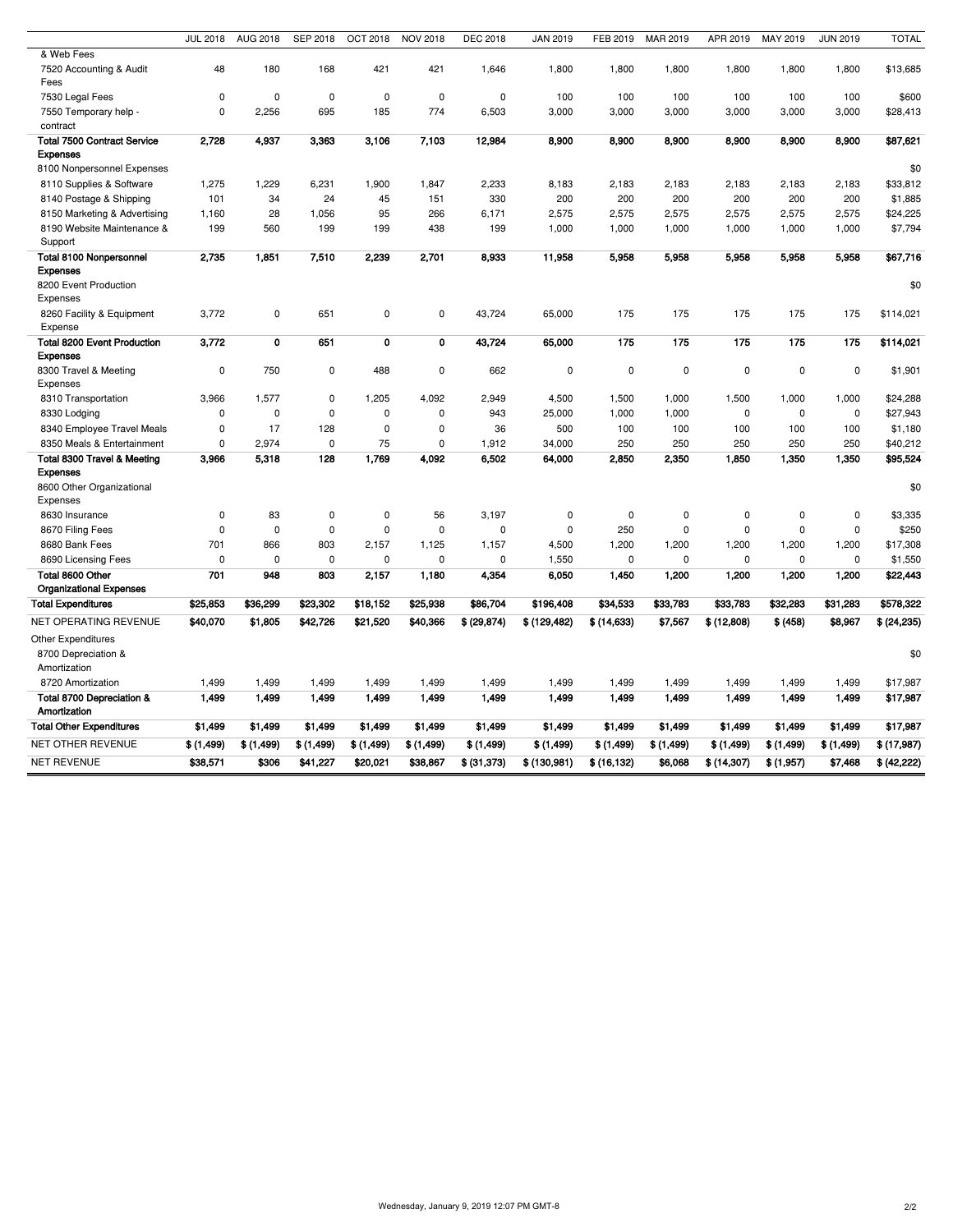| | JUL 2018 | AUG 2018 | SEP 2018 | OCT 2018 | NOV 2018 | DEC 2018 | JAN 2019 | FEB 2019 | MAR 2019 | APR 2019 | MAY 2019 | JUN 2019 | TOTAL |
|---|---|---|---|---|---|---|---|---|---|---|---|---|---|
| & Web Fees | | | | | | | | | | | | | |
| 7520 Accounting & Audit Fees | 48 | 180 | 168 | 421 | 421 | 1,646 | 1,800 | 1,800 | 1,800 | 1,800 | 1,800 | 1,800 | $13,685 |
| 7530 Legal Fees | 0 | 0 | 0 | 0 | 0 | 0 | 100 | 100 | 100 | 100 | 100 | 100 | $600 |
| 7550 Temporary help - contract | 0 | 2,256 | 695 | 185 | 774 | 6,503 | 3,000 | 3,000 | 3,000 | 3,000 | 3,000 | 3,000 | $28,413 |
| **Total 7500 Contract Service Expenses** | **2,728** | **4,937** | **3,363** | **3,106** | **7,103** | **12,984** | **8,900** | **8,900** | **8,900** | **8,900** | **8,900** | **8,900** | **$87,621** |
| 8100 Nonpersonnel Expenses | | | | | | | | | | | | | $0 |
| 8110 Supplies & Software | 1,275 | 1,229 | 6,231 | 1,900 | 1,847 | 2,233 | 8,183 | 2,183 | 2,183 | 2,183 | 2,183 | 2,183 | $33,812 |
| 8140 Postage & Shipping | 101 | 34 | 24 | 45 | 151 | 330 | 200 | 200 | 200 | 200 | 200 | 200 | $1,885 |
| 8150 Marketing & Advertising | 1,160 | 28 | 1,056 | 95 | 266 | 6,171 | 2,575 | 2,575 | 2,575 | 2,575 | 2,575 | 2,575 | $24,225 |
| 8190 Website Maintenance & Support | 199 | 560 | 199 | 199 | 438 | 199 | 1,000 | 1,000 | 1,000 | 1,000 | 1,000 | 1,000 | $7,794 |
| **Total 8100 Nonpersonnel Expenses** | **2,735** | **1,851** | **7,510** | **2,239** | **2,701** | **8,933** | **11,958** | **5,958** | **5,958** | **5,958** | **5,958** | **5,958** | **$67,716** |
| 8200 Event Production Expenses | | | | | | | | | | | | | $0 |
| 8260 Facility & Equipment Expense | 3,772 | 0 | 651 | 0 | 0 | 43,724 | 65,000 | 175 | 175 | 175 | 175 | 175 | $114,021 |
| **Total 8200 Event Production Expenses** | **3,772** | **0** | **651** | **0** | **0** | **43,724** | **65,000** | **175** | **175** | **175** | **175** | **175** | **$114,021** |
| 8300 Travel & Meeting Expenses | 0 | 750 | 0 | 488 | 0 | 662 | 0 | 0 | 0 | 0 | 0 | 0 | $1,901 |
| 8310 Transportation | 3,966 | 1,577 | 0 | 1,205 | 4,092 | 2,949 | 4,500 | 1,500 | 1,000 | 1,500 | 1,000 | 1,000 | $24,288 |
| 8330 Lodging | 0 | 0 | 0 | 0 | 0 | 943 | 25,000 | 1,000 | 1,000 | 0 | 0 | 0 | $27,943 |
| 8340 Employee Travel Meals | 0 | 17 | 128 | 0 | 0 | 36 | 500 | 100 | 100 | 100 | 100 | 100 | $1,180 |
| 8350 Meals & Entertainment | 0 | 2,974 | 0 | 75 | 0 | 1,912 | 34,000 | 250 | 250 | 250 | 250 | 250 | $40,212 |
| **Total 8300 Travel & Meeting Expenses** | **3,966** | **5,318** | **128** | **1,769** | **4,092** | **6,502** | **64,000** | **2,850** | **2,350** | **1,850** | **1,350** | **1,350** | **$95,524** |
| 8600 Other Organizational Expenses | | | | | | | | | | | | | $0 |
| 8630 Insurance | 0 | 83 | 0 | 0 | 56 | 3,197 | 0 | 0 | 0 | 0 | 0 | 0 | $3,335 |
| 8670 Filing Fees | 0 | 0 | 0 | 0 | 0 | 0 | 0 | 250 | 0 | 0 | 0 | 0 | $250 |
| 8680 Bank Fees | 701 | 866 | 803 | 2,157 | 1,125 | 1,157 | 4,500 | 1,200 | 1,200 | 1,200 | 1,200 | 1,200 | $17,308 |
| 8690 Licensing Fees | 0 | 0 | 0 | 0 | 0 | 0 | 1,550 | 0 | 0 | 0 | 0 | 0 | $1,550 |
| **Total 8600 Other Organizational Expenses** | **701** | **948** | **803** | **2,157** | **1,180** | **4,354** | **6,050** | **1,450** | **1,200** | **1,200** | **1,200** | **1,200** | **$22,443** |
| **Total Expenditures** | **$25,853** | **$36,299** | **$23,302** | **$18,152** | **$25,938** | **$86,704** | **$196,408** | **$34,533** | **$33,783** | **$33,783** | **$32,283** | **$31,283** | **$578,322** |
| NET OPERATING REVENUE | $40,070 | $1,805 | $42,726 | $21,520 | $40,366 | $ (29,874) | $ (129,482) | $ (14,633) | $7,567 | $ (12,808) | $ (458) | $8,967 | $ (24,235) |
| Other Expenditures | | | | | | | | | | | | | |
| 8700 Depreciation & Amortization | | | | | | | | | | | | | $0 |
| 8720 Amortization | 1,499 | 1,499 | 1,499 | 1,499 | 1,499 | 1,499 | 1,499 | 1,499 | 1,499 | 1,499 | 1,499 | 1,499 | $17,987 |
| **Total 8700 Depreciation & Amortization** | **1,499** | **1,499** | **1,499** | **1,499** | **1,499** | **1,499** | **1,499** | **1,499** | **1,499** | **1,499** | **1,499** | **1,499** | **$17,987** |
| **Total Other Expenditures** | **$1,499** | **$1,499** | **$1,499** | **$1,499** | **$1,499** | **$1,499** | **$1,499** | **$1,499** | **$1,499** | **$1,499** | **$1,499** | **$1,499** | **$17,987** |
| NET OTHER REVENUE | $ (1,499) | $ (1,499) | $ (1,499) | $ (1,499) | $ (1,499) | $ (1,499) | $ (1,499) | $ (1,499) | $ (1,499) | $ (1,499) | $ (1,499) | $ (1,499) | $ (17,987) |
| NET REVENUE | $38,571 | $306 | $41,227 | $20,021 | $38,867 | $ (31,373) | $ (130,981) | $ (16,132) | $6,068 | $ (14,307) | $ (1,957) | $7,468 | $ (42,222) |

Wednesday, January 9, 2019 12:07 PM GMT-8